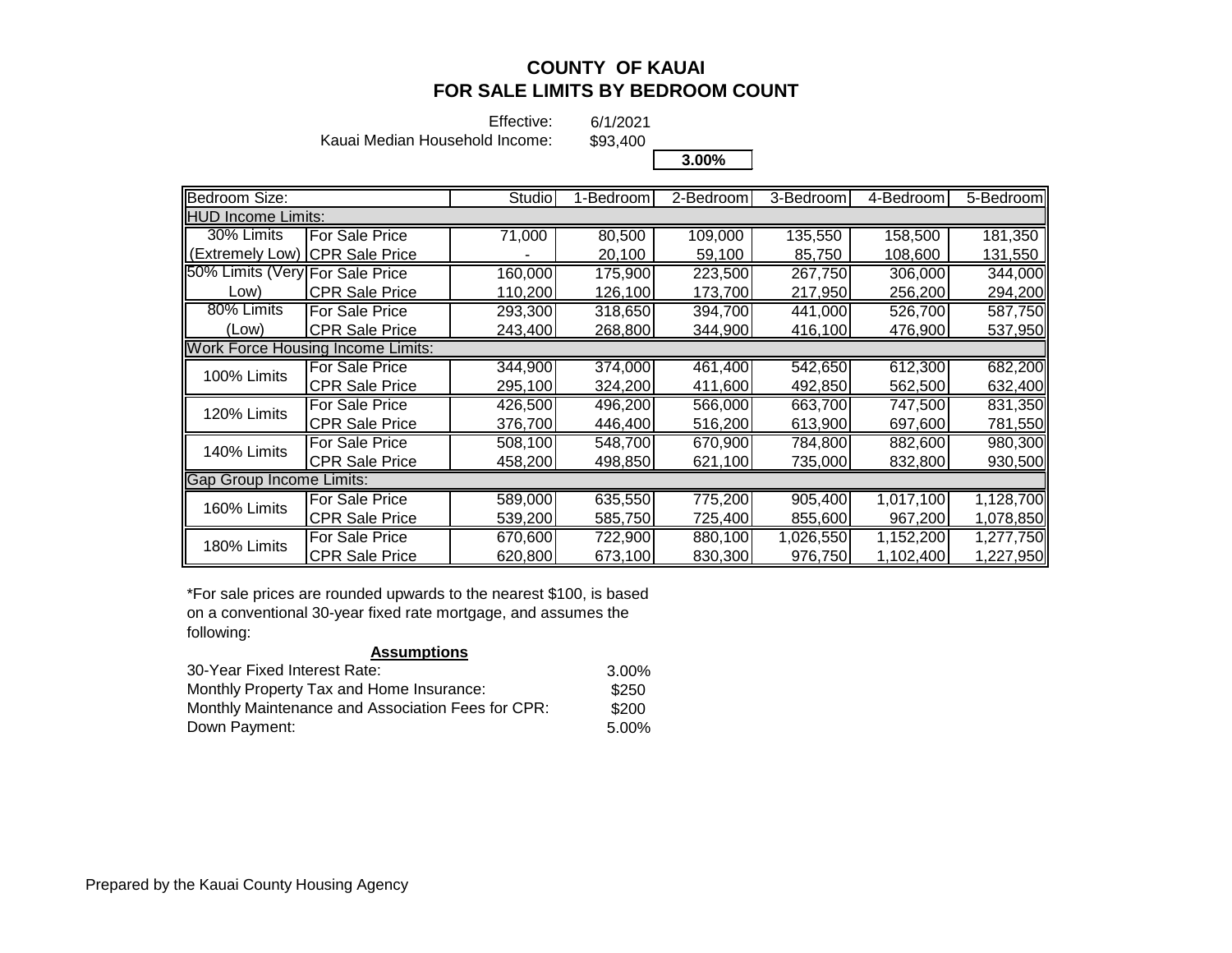# COUNTY OF KAUAI
# FOR SALE LIMITS BY BEDROOM COUNT

Effective: 6/1/2021

Kauai Median Household Income: $93,400

**3.00%**

| Bedroom Size: | | Studio | 1-Bedroom | 2-Bedroom | 3-Bedroom | 4-Bedroom | 5-Bedroom |
|---|---|---|---|---|---|---|---|
| HUD Income Limits: | | | | | | | |
| 30% Limits (Extremely Low) | For Sale Price | 71,000 | 80,500 | 109,000 | 135,550 | 158,500 | 181,350 |
| | CPR Sale Price | - | 20,100 | 59,100 | 85,750 | 108,600 | 131,550 |
| 50% Limits (Very Low) | For Sale Price | 160,000 | 175,900 | 223,500 | 267,750 | 306,000 | 344,000 |
| | CPR Sale Price | 110,200 | 126,100 | 173,700 | 217,950 | 256,200 | 294,200 |
| 80% Limits (Low) | For Sale Price | 293,300 | 318,650 | 394,700 | 441,000 | 526,700 | 587,750 |
| | CPR Sale Price | 243,400 | 268,800 | 344,900 | 416,100 | 476,900 | 537,950 |
| Work Force Housing Income Limits: | | | | | | | |
| 100% Limits | For Sale Price | 344,900 | 374,000 | 461,400 | 542,650 | 612,300 | 682,200 |
| | CPR Sale Price | 295,100 | 324,200 | 411,600 | 492,850 | 562,500 | 632,400 |
| 120% Limits | For Sale Price | 426,500 | 496,200 | 566,000 | 663,700 | 747,500 | 831,350 |
| | CPR Sale Price | 376,700 | 446,400 | 516,200 | 613,900 | 697,600 | 781,550 |
| 140% Limits | For Sale Price | 508,100 | 548,700 | 670,900 | 784,800 | 882,600 | 980,300 |
| | CPR Sale Price | 458,200 | 498,850 | 621,100 | 735,000 | 832,800 | 930,500 |
| Gap Group Income Limits: | | | | | | | |
| 160% Limits | For Sale Price | 589,000 | 635,550 | 775,200 | 905,400 | 1,017,100 | 1,128,700 |
| | CPR Sale Price | 539,200 | 585,750 | 725,400 | 855,600 | 967,200 | 1,078,850 |
| 180% Limits | For Sale Price | 670,600 | 722,900 | 880,100 | 1,026,550 | 1,152,200 | 1,277,750 |
| | CPR Sale Price | 620,800 | 673,100 | 830,300 | 976,750 | 1,102,400 | 1,227,950 |

*For sale prices are rounded upwards to the nearest $100, is based on a conventional 30-year fixed rate mortgage, and assumes the following:

**Assumptions**

| | |
|---|---|
| 30-Year Fixed Interest Rate: | 3.00% |
| Monthly Property Tax and Home Insurance: | $250 |
| Monthly Maintenance and Association Fees for CPR: | $200 |
| Down Payment: | 5.00% |

Prepared by the Kauai County Housing Agency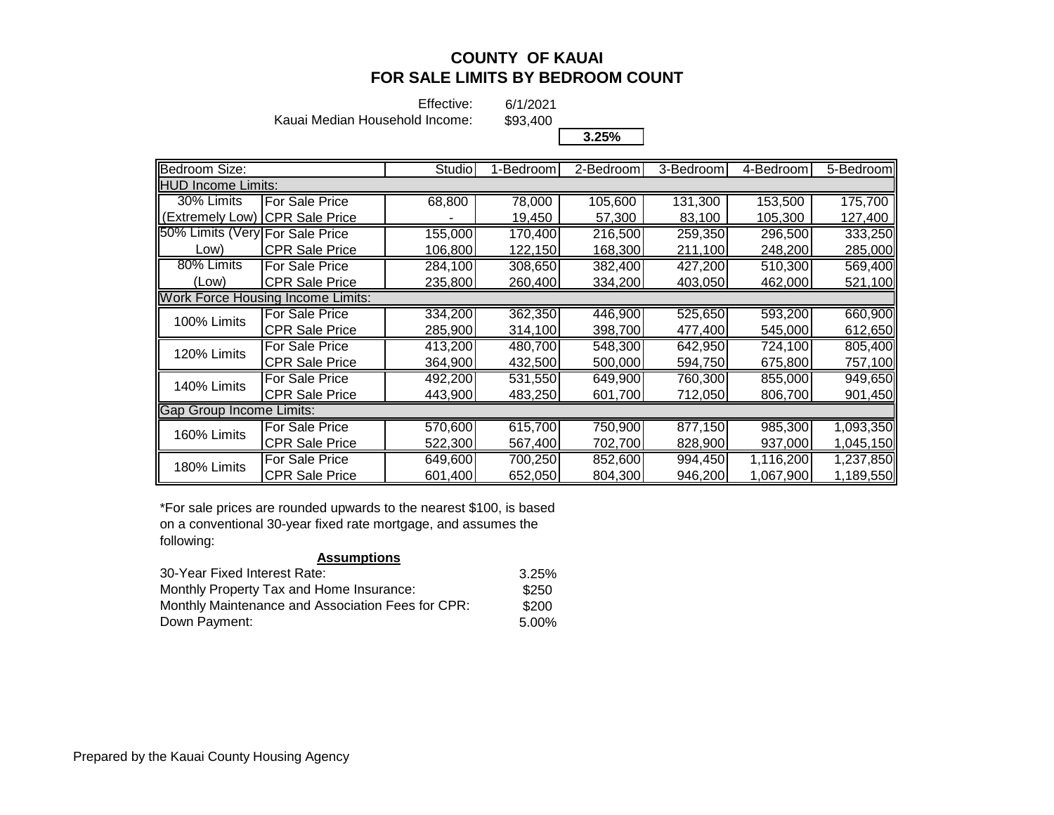# COUNTY OF KAUAI
## FOR SALE LIMITS BY BEDROOM COUNT

Effective: 6/1/2021
Kauai Median Household Income: $93,400

**3.25%**

| Bedroom Size: | | Studio | 1-Bedroom | 2-Bedroom | 3-Bedroom | 4-Bedroom | 5-Bedroom |
|---|---|---|---|---|---|---|---|
| HUD Income Limits: | | | | | | | |
| 30% Limits (Extremely Low) | For Sale Price | 68,800 | 78,000 | 105,600 | 131,300 | 153,500 | 175,700 |
| | CPR Sale Price | - | 19,450 | 57,300 | 83,100 | 105,300 | 127,400 |
| 50% Limits (Very Low) | For Sale Price | 155,000 | 170,400 | 216,500 | 259,350 | 296,500 | 333,250 |
| | CPR Sale Price | 106,800 | 122,150 | 168,300 | 211,100 | 248,200 | 285,000 |
| 80% Limits (Low) | For Sale Price | 284,100 | 308,650 | 382,400 | 427,200 | 510,300 | 569,400 |
| | CPR Sale Price | 235,800 | 260,400 | 334,200 | 403,050 | 462,000 | 521,100 |
| Work Force Housing Income Limits: | | | | | | | |
| 100% Limits | For Sale Price | 334,200 | 362,350 | 446,900 | 525,650 | 593,200 | 660,900 |
| | CPR Sale Price | 285,900 | 314,100 | 398,700 | 477,400 | 545,000 | 612,650 |
| 120% Limits | For Sale Price | 413,200 | 480,700 | 548,300 | 642,950 | 724,100 | 805,400 |
| | CPR Sale Price | 364,900 | 432,500 | 500,000 | 594,750 | 675,800 | 757,100 |
| 140% Limits | For Sale Price | 492,200 | 531,550 | 649,900 | 760,300 | 855,000 | 949,650 |
| | CPR Sale Price | 443,900 | 483,250 | 601,700 | 712,050 | 806,700 | 901,450 |
| Gap Group Income Limits: | | | | | | | |
| 160% Limits | For Sale Price | 570,600 | 615,700 | 750,900 | 877,150 | 985,300 | 1,093,350 |
| | CPR Sale Price | 522,300 | 567,400 | 702,700 | 828,900 | 937,000 | 1,045,150 |
| 180% Limits | For Sale Price | 649,600 | 700,250 | 852,600 | 994,450 | 1,116,200 | 1,237,850 |
| | CPR Sale Price | 601,400 | 652,050 | 804,300 | 946,200 | 1,067,900 | 1,189,550 |

*For sale prices are rounded upwards to the nearest $100, is based on a conventional 30-year fixed rate mortgage, and assumes the following:

**Assumptions**

| | |
|---|---|
| 30-Year Fixed Interest Rate: | 3.25% |
| Monthly Property Tax and Home Insurance: | $250 |
| Monthly Maintenance and Association Fees for CPR: | $200 |
| Down Payment: | 5.00% |

Prepared by the Kauai County Housing Agency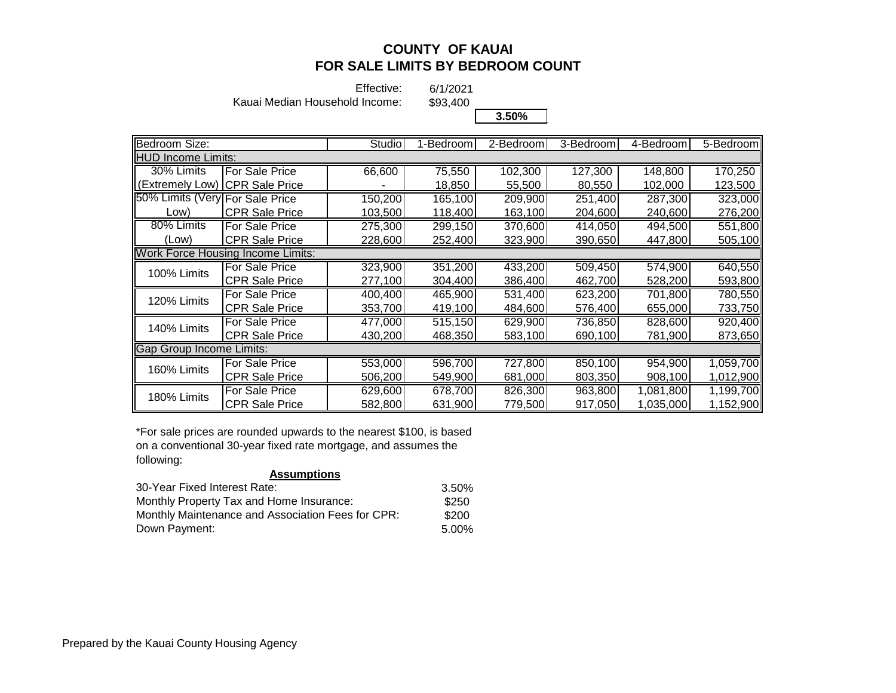# COUNTY OF KAUAI
## FOR SALE LIMITS BY BEDROOM COUNT

Effective: 6/1/2021
Kauai Median Household Income: $93,400

**3.50%**

| Bedroom Size: | | Studio | 1-Bedroom | 2-Bedroom | 3-Bedroom | 4-Bedroom | 5-Bedroom |
|---|---|---|---|---|---|---|---|
| **HUD Income Limits:** | | | | | | | |
| 30% Limits (Extremely Low) | For Sale Price | 66,600 | 75,550 | 102,300 | 127,300 | 148,800 | 170,250 |
| | CPR Sale Price | - | 18,850 | 55,500 | 80,550 | 102,000 | 123,500 |
| 50% Limits (Very Low) | For Sale Price | 150,200 | 165,100 | 209,900 | 251,400 | 287,300 | 323,000 |
| | CPR Sale Price | 103,500 | 118,400 | 163,100 | 204,600 | 240,600 | 276,200 |
| 80% Limits (Low) | For Sale Price | 275,300 | 299,150 | 370,600 | 414,050 | 494,500 | 551,800 |
| | CPR Sale Price | 228,600 | 252,400 | 323,900 | 390,650 | 447,800 | 505,100 |
| **Work Force Housing Income Limits:** | | | | | | | |
| 100% Limits | For Sale Price | 323,900 | 351,200 | 433,200 | 509,450 | 574,900 | 640,550 |
| | CPR Sale Price | 277,100 | 304,400 | 386,400 | 462,700 | 528,200 | 593,800 |
| 120% Limits | For Sale Price | 400,400 | 465,900 | 531,400 | 623,200 | 701,800 | 780,550 |
| | CPR Sale Price | 353,700 | 419,100 | 484,600 | 576,400 | 655,000 | 733,750 |
| 140% Limits | For Sale Price | 477,000 | 515,150 | 629,900 | 736,850 | 828,600 | 920,400 |
| | CPR Sale Price | 430,200 | 468,350 | 583,100 | 690,100 | 781,900 | 873,650 |
| **Gap Group Income Limits:** | | | | | | | |
| 160% Limits | For Sale Price | 553,000 | 596,700 | 727,800 | 850,100 | 954,900 | 1,059,700 |
| | CPR Sale Price | 506,200 | 549,900 | 681,000 | 803,350 | 908,100 | 1,012,900 |
| 180% Limits | For Sale Price | 629,600 | 678,700 | 826,300 | 963,800 | 1,081,800 | 1,199,700 |
| | CPR Sale Price | 582,800 | 631,900 | 779,500 | 917,050 | 1,035,000 | 1,152,900 |

*For sale prices are rounded upwards to the nearest $100, is based on a conventional 30-year fixed rate mortgage, and assumes the following:

**Assumptions**

| | |
|---|---|
| 30-Year Fixed Interest Rate: | 3.50% |
| Monthly Property Tax and Home Insurance: | $250 |
| Monthly Maintenance and Association Fees for CPR: | $200 |
| Down Payment: | 5.00% |

Prepared by the Kauai County Housing Agency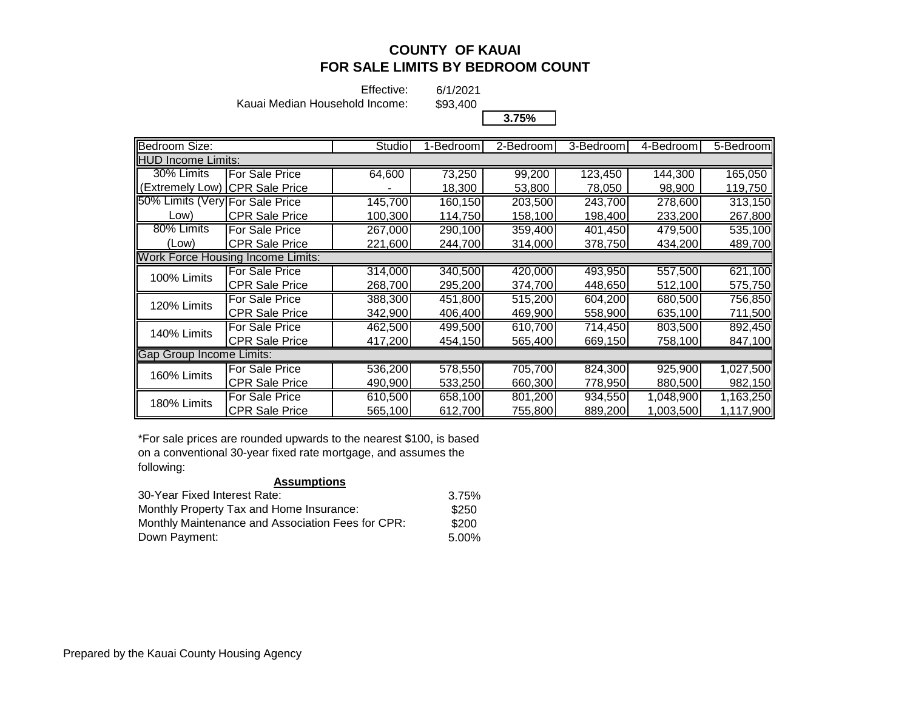# COUNTY OF KAUAI
# FOR SALE LIMITS BY BEDROOM COUNT

Effective: 6/1/2021
Kauai Median Household Income: $93,400

**3.75%**

| Bedroom Size: | | Studio | 1-Bedroom | 2-Bedroom | 3-Bedroom | 4-Bedroom | 5-Bedroom |
|---|---|---|---|---|---|---|---|
| **HUD Income Limits:** | | | | | | | |
| 30% Limits (Extremely Low) | For Sale Price | 64,600 | 73,250 | 99,200 | 123,450 | 144,300 | 165,050 |
| | CPR Sale Price | - | 18,300 | 53,800 | 78,050 | 98,900 | 119,750 |
| 50% Limits (Very Low) | For Sale Price | 145,700 | 160,150 | 203,500 | 243,700 | 278,600 | 313,150 |
| | CPR Sale Price | 100,300 | 114,750 | 158,100 | 198,400 | 233,200 | 267,800 |
| 80% Limits (Low) | For Sale Price | 267,000 | 290,100 | 359,400 | 401,450 | 479,500 | 535,100 |
| | CPR Sale Price | 221,600 | 244,700 | 314,000 | 378,750 | 434,200 | 489,700 |
| **Work Force Housing Income Limits:** | | | | | | | |
| 100% Limits | For Sale Price | 314,000 | 340,500 | 420,000 | 493,950 | 557,500 | 621,100 |
| | CPR Sale Price | 268,700 | 295,200 | 374,700 | 448,650 | 512,100 | 575,750 |
| 120% Limits | For Sale Price | 388,300 | 451,800 | 515,200 | 604,200 | 680,500 | 756,850 |
| | CPR Sale Price | 342,900 | 406,400 | 469,900 | 558,900 | 635,100 | 711,500 |
| 140% Limits | For Sale Price | 462,500 | 499,500 | 610,700 | 714,450 | 803,500 | 892,450 |
| | CPR Sale Price | 417,200 | 454,150 | 565,400 | 669,150 | 758,100 | 847,100 |
| **Gap Group Income Limits:** | | | | | | | |
| 160% Limits | For Sale Price | 536,200 | 578,550 | 705,700 | 824,300 | 925,900 | 1,027,500 |
| | CPR Sale Price | 490,900 | 533,250 | 660,300 | 778,950 | 880,500 | 982,150 |
| 180% Limits | For Sale Price | 610,500 | 658,100 | 801,200 | 934,550 | 1,048,900 | 1,163,250 |
| | CPR Sale Price | 565,100 | 612,700 | 755,800 | 889,200 | 1,003,500 | 1,117,900 |

*For sale prices are rounded upwards to the nearest $100, is based on a conventional 30-year fixed rate mortgage, and assumes the following:

**Assumptions**

| | |
|---|---|
| 30-Year Fixed Interest Rate: | 3.75% |
| Monthly Property Tax and Home Insurance: | $250 |
| Monthly Maintenance and Association Fees for CPR: | $200 |
| Down Payment: | 5.00% |

Prepared by the Kauai County Housing Agency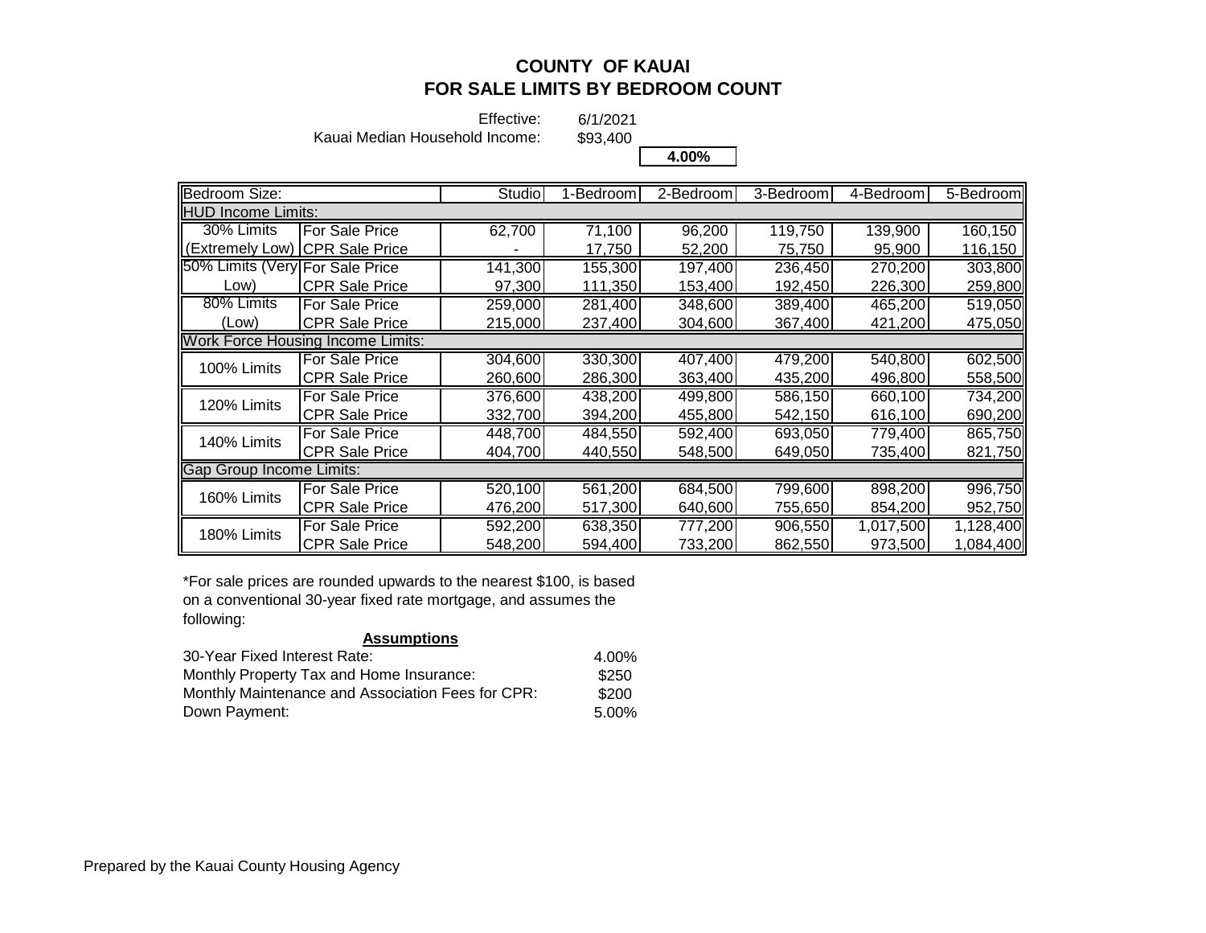# COUNTY OF KAUAI
## FOR SALE LIMITS BY BEDROOM COUNT

Effective: 6/1/2021
Kauai Median Household Income: $93,400

**4.00%**

| Bedroom Size: | | Studio | 1-Bedroom | 2-Bedroom | 3-Bedroom | 4-Bedroom | 5-Bedroom |
|---|---|---|---|---|---|---|---|
| **HUD Income Limits:** | | | | | | | |
| 30% Limits (Extremely Low) | For Sale Price | 62,700 | 71,100 | 96,200 | 119,750 | 139,900 | 160,150 |
| | CPR Sale Price | - | 17,750 | 52,200 | 75,750 | 95,900 | 116,150 |
| 50% Limits (Very Low) | For Sale Price | 141,300 | 155,300 | 197,400 | 236,450 | 270,200 | 303,800 |
| | CPR Sale Price | 97,300 | 111,350 | 153,400 | 192,450 | 226,300 | 259,800 |
| 80% Limits (Low) | For Sale Price | 259,000 | 281,400 | 348,600 | 389,400 | 465,200 | 519,050 |
| | CPR Sale Price | 215,000 | 237,400 | 304,600 | 367,400 | 421,200 | 475,050 |
| **Work Force Housing Income Limits:** | | | | | | | |
| 100% Limits | For Sale Price | 304,600 | 330,300 | 407,400 | 479,200 | 540,800 | 602,500 |
| | CPR Sale Price | 260,600 | 286,300 | 363,400 | 435,200 | 496,800 | 558,500 |
| 120% Limits | For Sale Price | 376,600 | 438,200 | 499,800 | 586,150 | 660,100 | 734,200 |
| | CPR Sale Price | 332,700 | 394,200 | 455,800 | 542,150 | 616,100 | 690,200 |
| 140% Limits | For Sale Price | 448,700 | 484,550 | 592,400 | 693,050 | 779,400 | 865,750 |
| | CPR Sale Price | 404,700 | 440,550 | 548,500 | 649,050 | 735,400 | 821,750 |
| **Gap Group Income Limits:** | | | | | | | |
| 160% Limits | For Sale Price | 520,100 | 561,200 | 684,500 | 799,600 | 898,200 | 996,750 |
| | CPR Sale Price | 476,200 | 517,300 | 640,600 | 755,650 | 854,200 | 952,750 |
| 180% Limits | For Sale Price | 592,200 | 638,350 | 777,200 | 906,550 | 1,017,500 | 1,128,400 |
| | CPR Sale Price | 548,200 | 594,400 | 733,200 | 862,550 | 973,500 | 1,084,400 |

*For sale prices are rounded upwards to the nearest $100, is based on a conventional 30-year fixed rate mortgage, and assumes the following:

**Assumptions**

| | |
|---|---|
| 30-Year Fixed Interest Rate: | 4.00% |
| Monthly Property Tax and Home Insurance: | $250 |
| Monthly Maintenance and Association Fees for CPR: | $200 |
| Down Payment: | 5.00% |

Prepared by the Kauai County Housing Agency